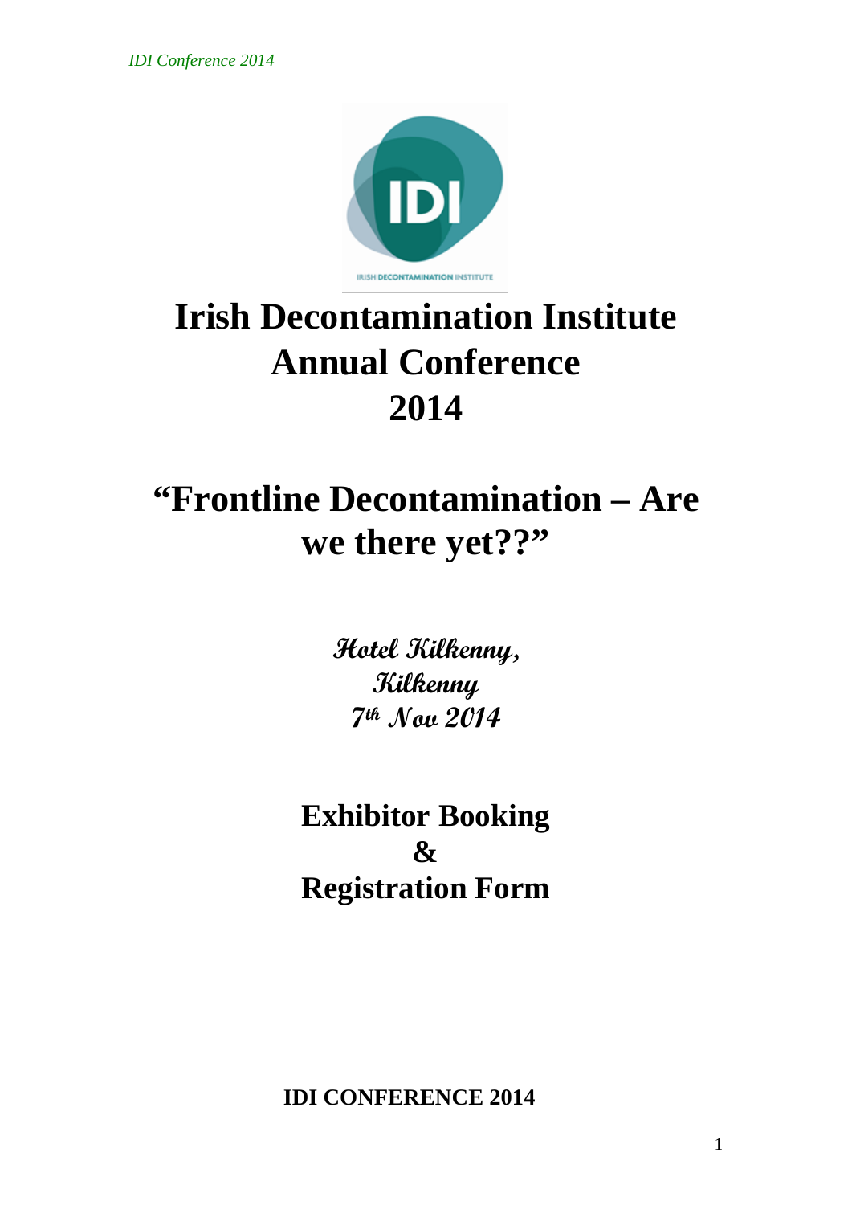# Irish Decontamination Institute Annual Conference 2014

## "Frontline Decontamination – Are we there yet??"

*Hotel Kilkenny,*
*Kilkenny*
*7th Nov 2014*

## Exhibitor Booking & Registration Form

**IDI CONFERENCE 2014**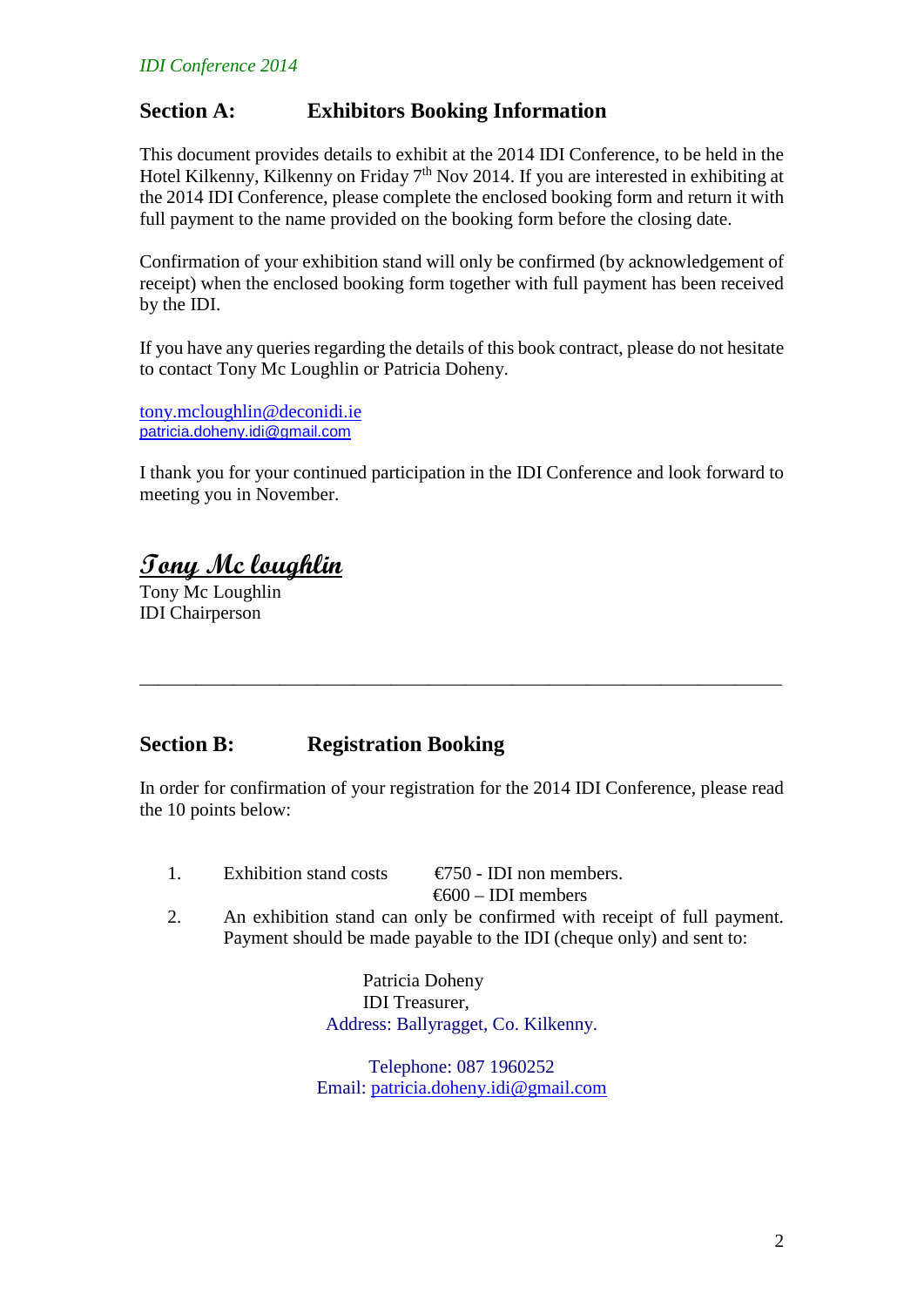## Section A: Exhibitors Booking Information

This document provides details to exhibit at the 2014 IDI Conference, to be held in the Hotel Kilkenny, Kilkenny on Friday 7th Nov 2014. If you are interested in exhibiting at the 2014 IDI Conference, please complete the enclosed booking form and return it with full payment to the name provided on the booking form before the closing date.

Confirmation of your exhibition stand will only be confirmed (by acknowledgement of receipt) when the enclosed booking form together with full payment has been received by the IDI.

If you have any queries regarding the details of this book contract, please do not hesitate to contact Tony Mc Loughlin or Patricia Doheny.

tony.mcloughlin@deconidi.ie
patricia.doheny.idi@gmail.com

I thank you for your continued participation in the IDI Conference and look forward to meeting you in November.

*Tony Mc loughlin*
Tony Mc Loughlin
IDI Chairperson

---

## Section B: Registration Booking

In order for confirmation of your registration for the 2014 IDI Conference, please read the 10 points below:

1. Exhibition stand costs €750 - IDI non members.
   €600 – IDI members
2. An exhibition stand can only be confirmed with receipt of full payment. Payment should be made payable to the IDI (cheque only) and sent to:

   Patricia Doheny
   IDI Treasurer,
   Address: Ballyragget, Co. Kilkenny.

   Telephone: 087 1960252
   Email: patricia.doheny.idi@gmail.com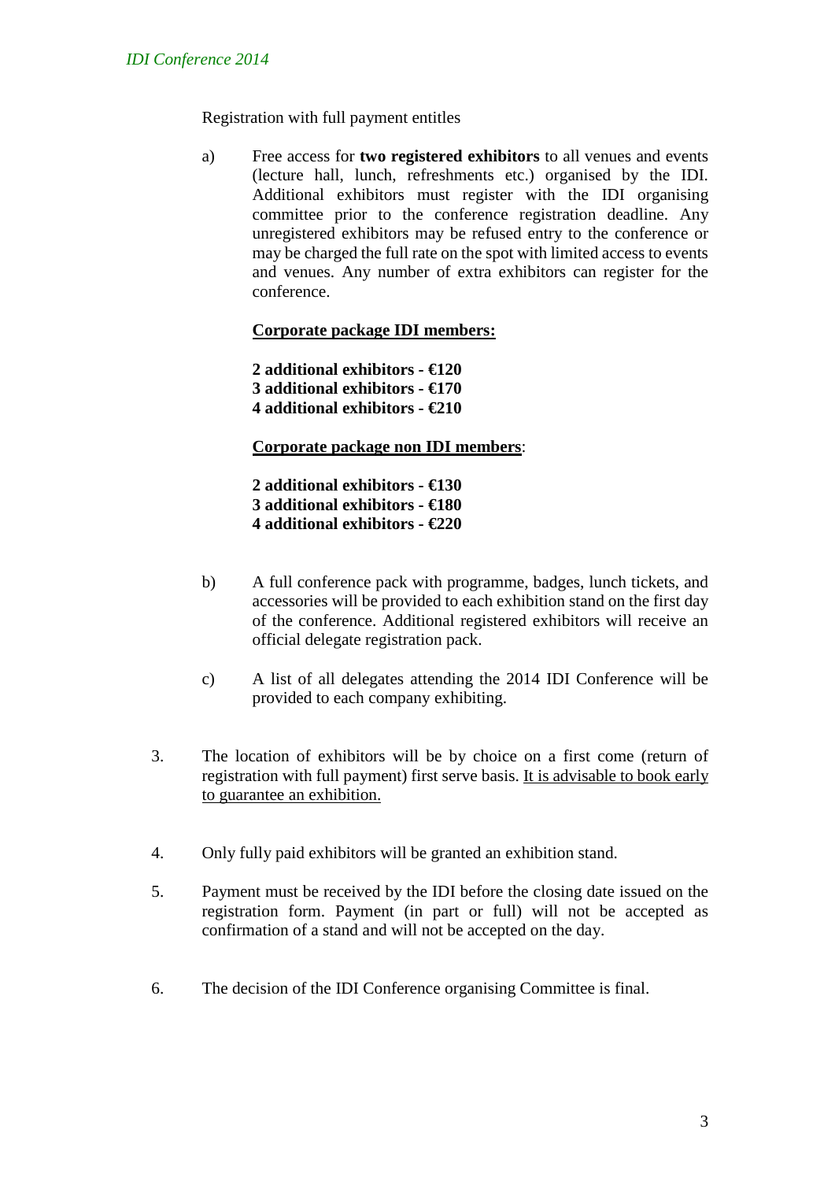Registration with full payment entitles

a) Free access for **two registered exhibitors** to all venues and events (lecture hall, lunch, refreshments etc.) organised by the IDI. Additional exhibitors must register with the IDI organising committee prior to the conference registration deadline. Any unregistered exhibitors may be refused entry to the conference or may be charged the full rate on the spot with limited access to events and venues. Any number of extra exhibitors can register for the conference.

   **Corporate package IDI members:**

   **2 additional exhibitors - €120**
   **3 additional exhibitors - €170**
   **4 additional exhibitors - €210**

   **Corporate package non IDI members**:

   **2 additional exhibitors - €130**
   **3 additional exhibitors - €180**
   **4 additional exhibitors - €220**

b) A full conference pack with programme, badges, lunch tickets, and accessories will be provided to each exhibition stand on the first day of the conference. Additional registered exhibitors will receive an official delegate registration pack.

c) A list of all delegates attending the 2014 IDI Conference will be provided to each company exhibiting.

3. The location of exhibitors will be by choice on a first come (return of registration with full payment) first serve basis. <u>It is advisable to book early to guarantee an exhibition.</u>

4. Only fully paid exhibitors will be granted an exhibition stand.

5. Payment must be received by the IDI before the closing date issued on the registration form. Payment (in part or full) will not be accepted as confirmation of a stand and will not be accepted on the day.

6. The decision of the IDI Conference organising Committee is final.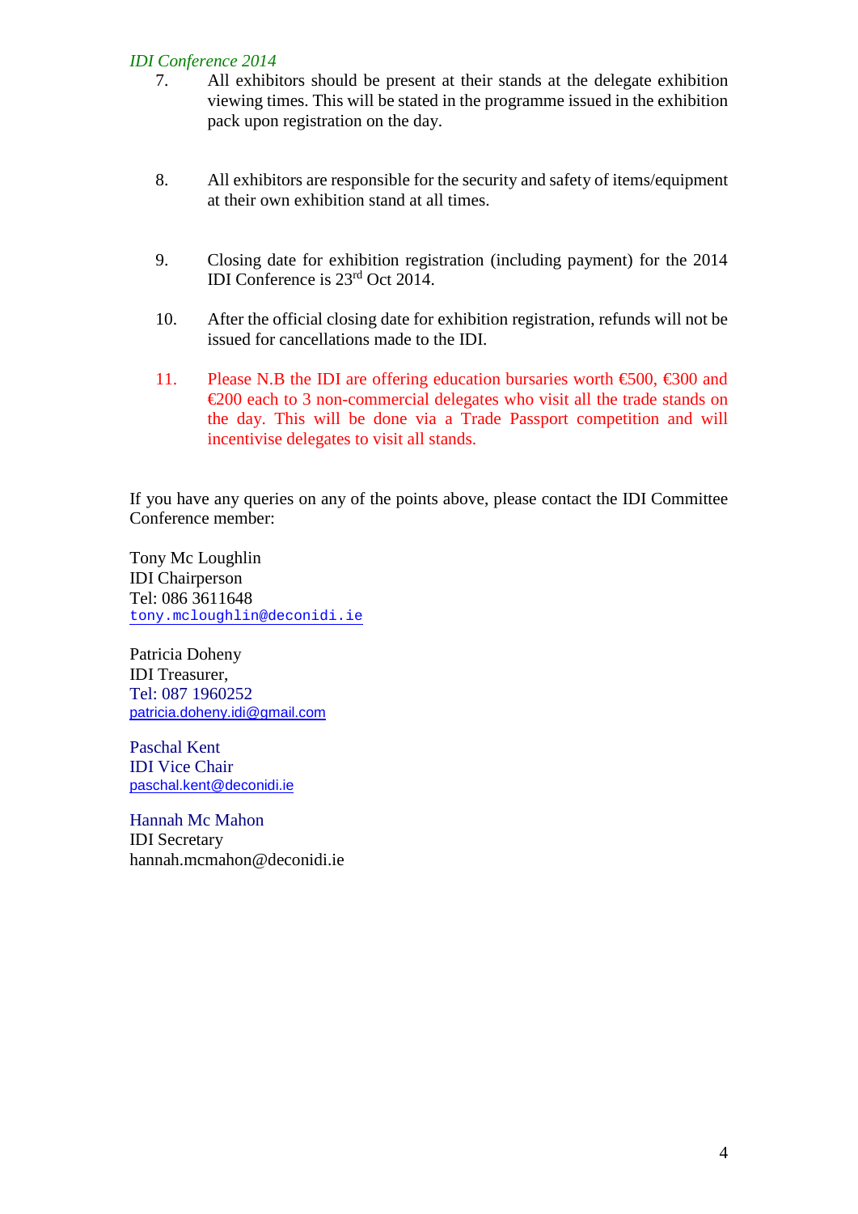7. All exhibitors should be present at their stands at the delegate exhibition viewing times. This will be stated in the programme issued in the exhibition pack upon registration on the day.

8. All exhibitors are responsible for the security and safety of items/equipment at their own exhibition stand at all times.

9. Closing date for exhibition registration (including payment) for the 2014 IDI Conference is 23rd Oct 2014.

10. After the official closing date for exhibition registration, refunds will not be issued for cancellations made to the IDI.

11. Please N.B the IDI are offering education bursaries worth €500, €300 and €200 each to 3 non-commercial delegates who visit all the trade stands on the day. This will be done via a Trade Passport competition and will incentivise delegates to visit all stands.

If you have any queries on any of the points above, please contact the IDI Committee Conference member:

Tony Mc Loughlin
IDI Chairperson
Tel: 086 3611648
tony.mcloughlin@deconidi.ie

Patricia Doheny
IDI Treasurer,
Tel: 087 1960252
patricia.doheny.idi@gmail.com

Paschal Kent
IDI Vice Chair
paschal.kent@deconidi.ie

Hannah Mc Mahon
IDI Secretary
hannah.mcmahon@deconidi.ie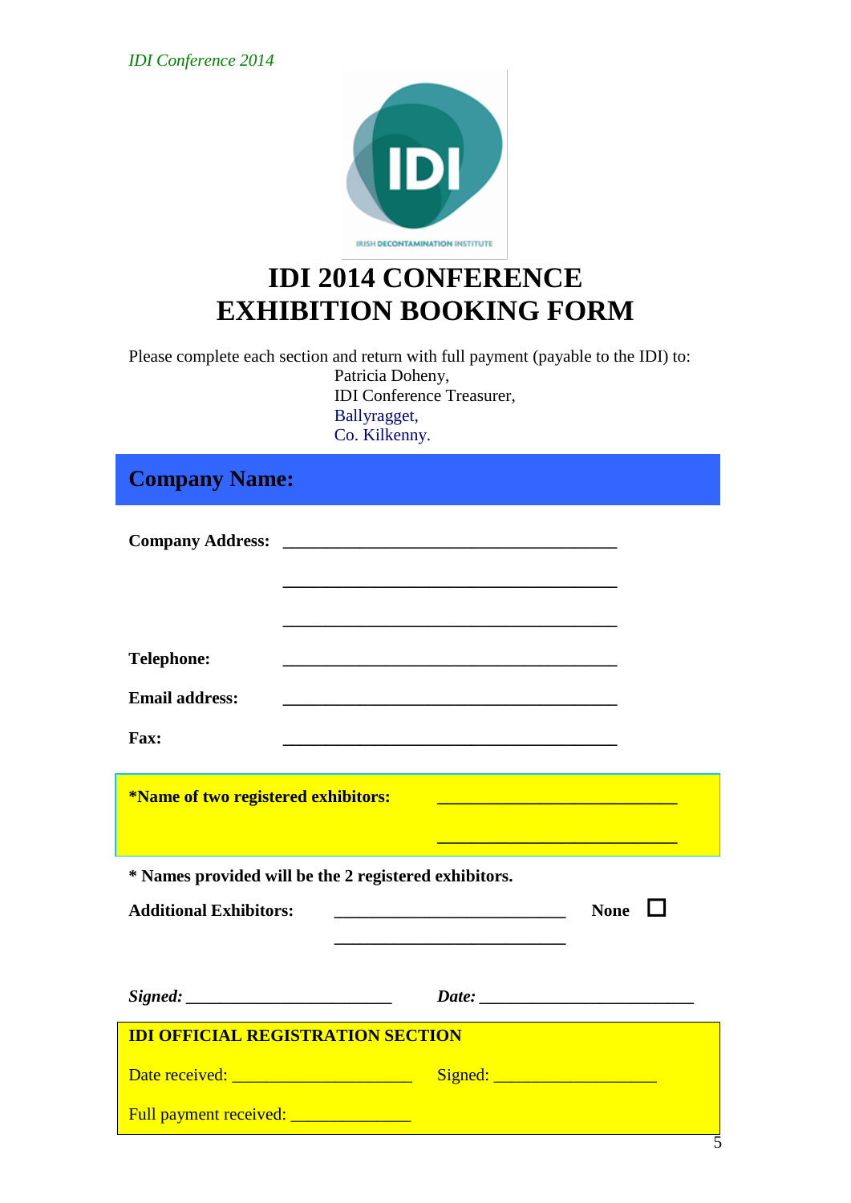# IDI 2014 CONFERENCE
# EXHIBITION BOOKING FORM

Please complete each section and return with full payment (payable to the IDI) to:

Patricia Doheny,
IDI Conference Treasurer,
Ballyragget,
Co. Kilkenny.

## Company Name:

**Company Address:** ________________________________________

________________________________________

________________________________________

**Telephone:** ________________________________________

**Email address:** ________________________________________

**Fax:** ________________________________________

**\*Name of two registered exhibitors:** ____________________________

____________________________

**\* Names provided will be the 2 registered exhibitors.**

**Additional Exhibitors:** ____________________________ **None** ☐

____________________________

***Signed:*** ________________________ ***Date:*** _________________________

**IDI OFFICIAL REGISTRATION SECTION**

Date received: _____________________ Signed: ___________________

Full payment received: ______________